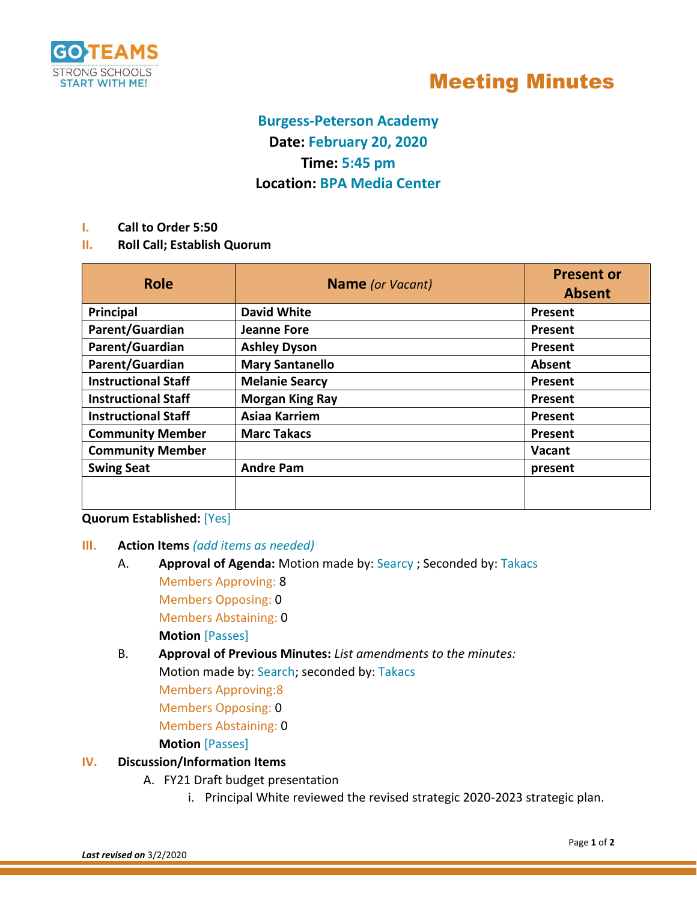GO TEAMS
STRONG SCHOOLS
START WITH ME!

# Meeting Minutes

**Burgess-Peterson Academy**
**Date: February 20, 2020**
**Time: 5:45 pm**
**Location: BPA Media Center**

I. **Call to Order 5:50**

II. **Roll Call; Establish Quorum**

| Role | Name *(or Vacant)* | Present or Absent |
|---|---|---|
| Principal | David White | Present |
| Parent/Guardian | Jeanne Fore | Present |
| Parent/Guardian | Ashley Dyson | Present |
| Parent/Guardian | Mary Santanello | Absent |
| Instructional Staff | Melanie Searcy | Present |
| Instructional Staff | Morgan King Ray | Present |
| Instructional Staff | Asiaa Karriem | Present |
| Community Member | Marc Takacs | Present |
| Community Member | | Vacant |
| Swing Seat | Andre Pam | present |
| | | |

**Quorum Established:** [Yes]

III. **Action Items** *(add items as needed)*

A. **Approval of Agenda:** Motion made by: Searcy ; Seconded by: Takacs
Members Approving: 8
Members Opposing: 0
Members Abstaining: 0
**Motion** [Passes]

B. **Approval of Previous Minutes:** *List amendments to the minutes:*
Motion made by: Search; seconded by: Takacs
Members Approving:8
Members Opposing: 0
Members Abstaining: 0
**Motion** [Passes]

IV. **Discussion/Information Items**

A. FY21 Draft budget presentation
   i. Principal White reviewed the revised strategic 2020-2023 strategic plan.

***Last revised on*** 3/2/2020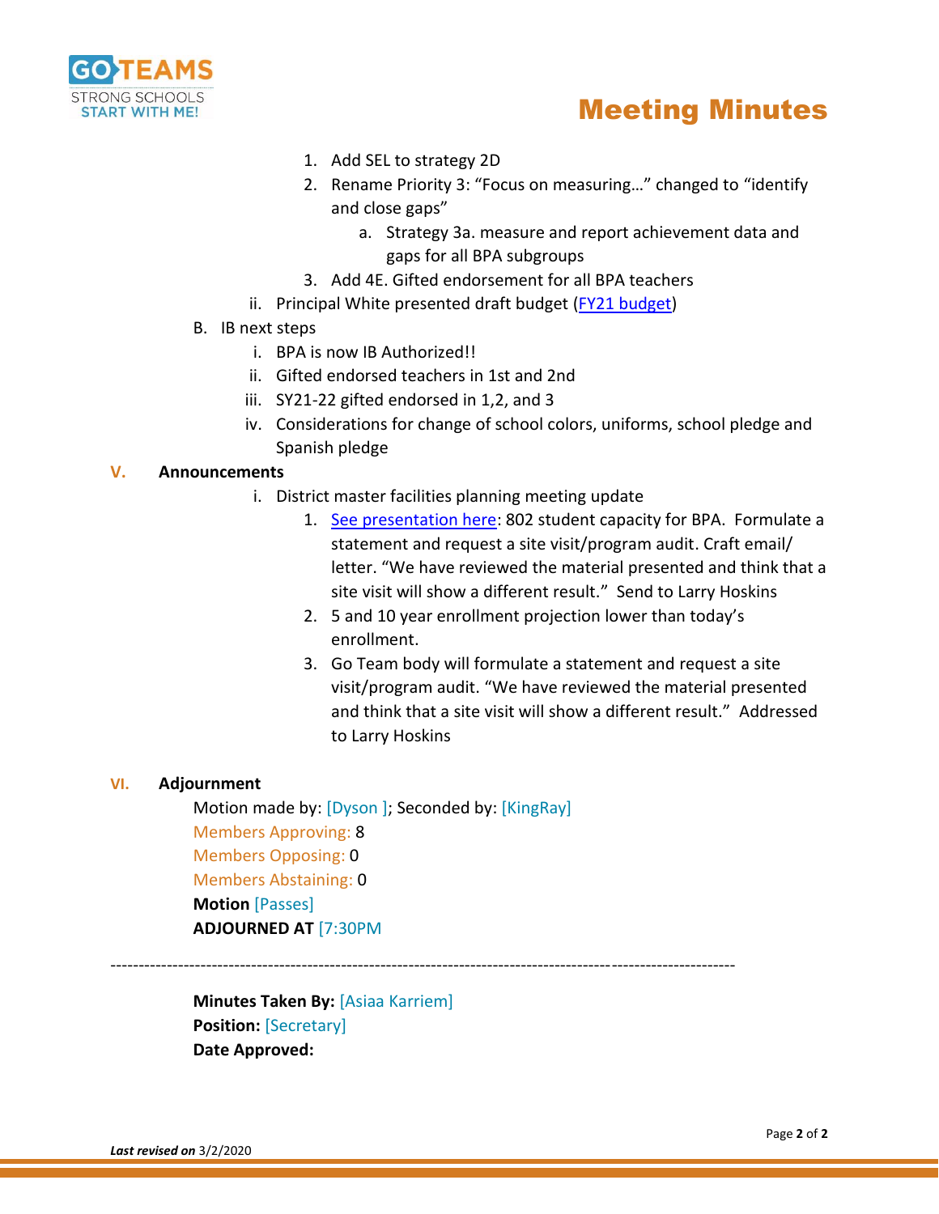1. Add SEL to strategy 2D
2. Rename Priority 3: "Focus on measuring…" changed to "identify and close gaps"
   a. Strategy 3a. measure and report achievement data and gaps for all BPA subgroups
3. Add 4E. Gifted endorsement for all BPA teachers

ii. Principal White presented draft budget ([FY21 budget]())

B. IB next steps

i. BPA is now IB Authorized!!

ii. Gifted endorsed teachers in 1st and 2nd

iii. SY21-22 gifted endorsed in 1,2, and 3

iv. Considerations for change of school colors, uniforms, school pledge and Spanish pledge

## V. Announcements

i. District master facilities planning meeting update

1. [See presentation here](): 802 student capacity for BPA. Formulate a statement and request a site visit/program audit. Craft email/ letter. "We have reviewed the material presented and think that a site visit will show a different result." Send to Larry Hoskins
2. 5 and 10 year enrollment projection lower than today's enrollment.
3. Go Team body will formulate a statement and request a site visit/program audit. "We have reviewed the material presented and think that a site visit will show a different result." Addressed to Larry Hoskins

## VI. Adjournment

Motion made by: [Dyson ]; Seconded by: [KingRay]
Members Approving: 8
Members Opposing: 0
Members Abstaining: 0
**Motion** [Passes]
**ADJOURNED AT** [7:30PM

---

**Minutes Taken By:** [Asiaa Karriem]
**Position:** [Secretary]
**Date Approved:**

***Last revised on*** 3/2/2020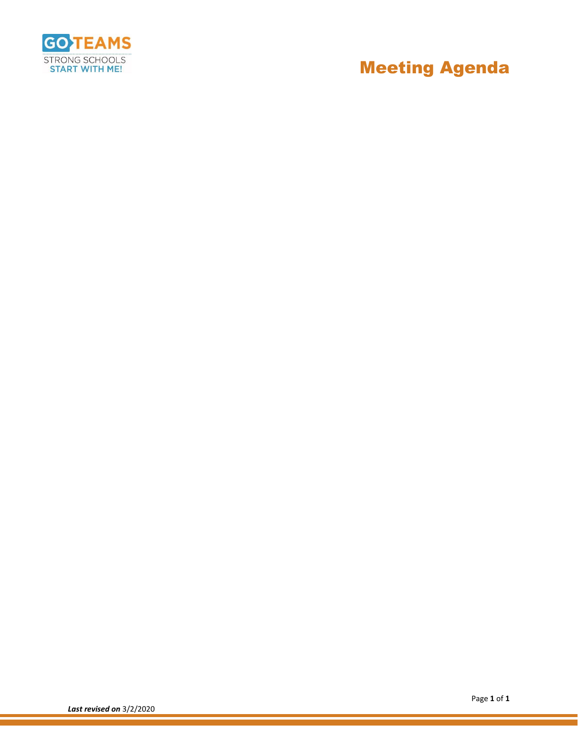# Meeting Agenda